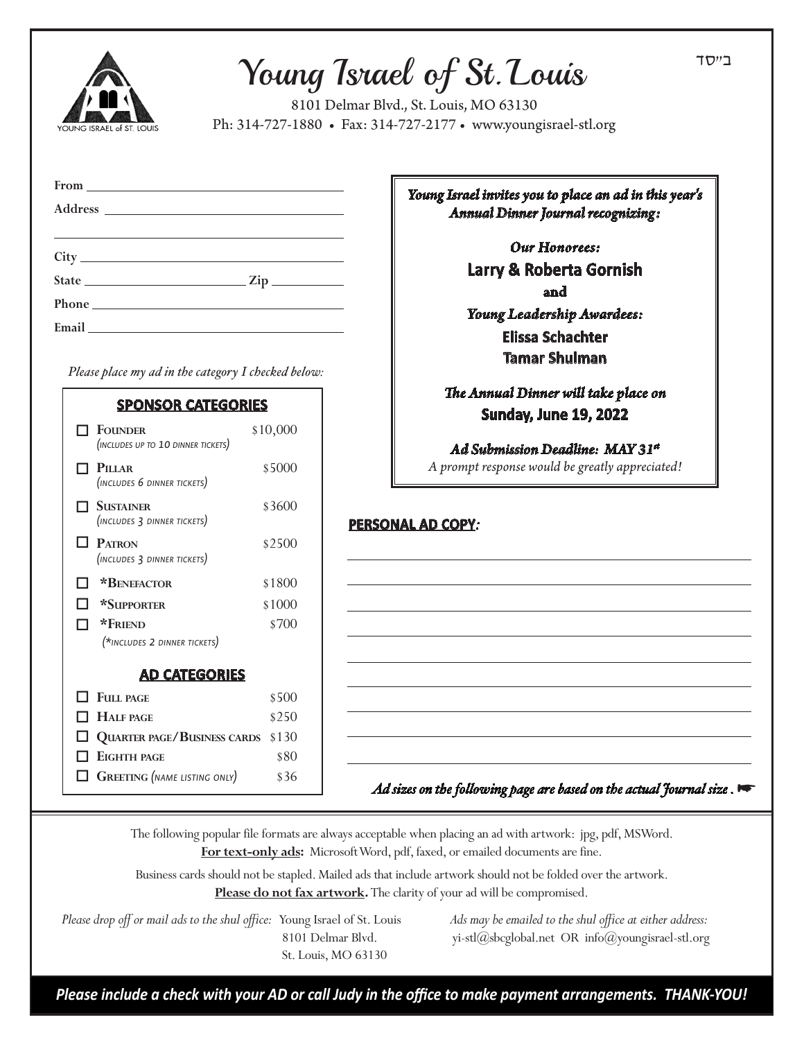ב"סד

# Young Israel of St. Louis

8101 Delmar Blvd., St. Louis, MO 63130
Ph: 314-727-1880 • Fax: 314-727-2177 • www.youngisrael-stl.org

**From** ______________________________

**Address** ______________________________

______________________________

**City** ______________________________

**State** ________________ **Zip** __________

**Phone** ______________________________

**Email** ______________________________

*Young Israel invites you to place an ad in this year's Annual Dinner Journal recognizing:*

*Our Honorees:*

**Larry & Roberta Gornish**

**and**

*Young Leadership Awardees:*

**Elissa Schachter**

**Tamar Shulman**

*The Annual Dinner will take place on*

**Sunday, June 19, 2022**

*Ad Submission Deadline: MAY 31st*

*A prompt response would be greatly appreciated!*

*Please place my ad in the category I checked below:*

## SPONSOR CATEGORIES

| | Category | Price |
|---|---|---|
| ☐ | **Founder** *(includes up to 10 dinner tickets)* | $10,000 |
| ☐ | **Pillar** *(includes 6 dinner tickets)* | $5000 |
| ☐ | **Sustainer** *(includes 3 dinner tickets)* | $3600 |
| ☐ | **Patron** *(includes 3 dinner tickets)* | $2500 |
| ☐ | ***Benefactor** | $1800 |
| ☐ | ***Supporter** | $1000 |
| ☐ | ***Friend** | $700 |

*(*includes 2 dinner tickets)*

## AD CATEGORIES

| | Category | Price |
|---|---|---|
| ☐ | **Full page** | $500 |
| ☐ | **Half page** | $250 |
| ☐ | **Quarter page/Business cards** | $130 |
| ☐ | **Eighth page** | $80 |
| ☐ | **Greeting** *(name listing only)* | $36 |

## PERSONAL AD COPY:

______________________________

______________________________

______________________________

______________________________

______________________________

______________________________

______________________________

______________________________

______________________________

*Ad sizes on the following page are based on the actual Journal size.* ☛

The following popular file formats are always acceptable when placing an ad with artwork: jpg, pdf, MSWord.
**For text-only ads:** Microsoft Word, pdf, faxed, or emailed documents are fine.

Business cards should not be stapled. Mailed ads that include artwork should not be folded over the artwork.
**Please do not fax artwork.** The clarity of your ad will be compromised.

*Please drop off or mail ads to the shul office:* Young Israel of St. Louis
8101 Delmar Blvd.
St. Louis, MO 63130

*Ads may be emailed to the shul office at either address:*
yi-stl@sbcglobal.net OR info@youngisrael-stl.org

***Please include a check with your AD or call Judy in the office to make payment arrangements. THANK-YOU!***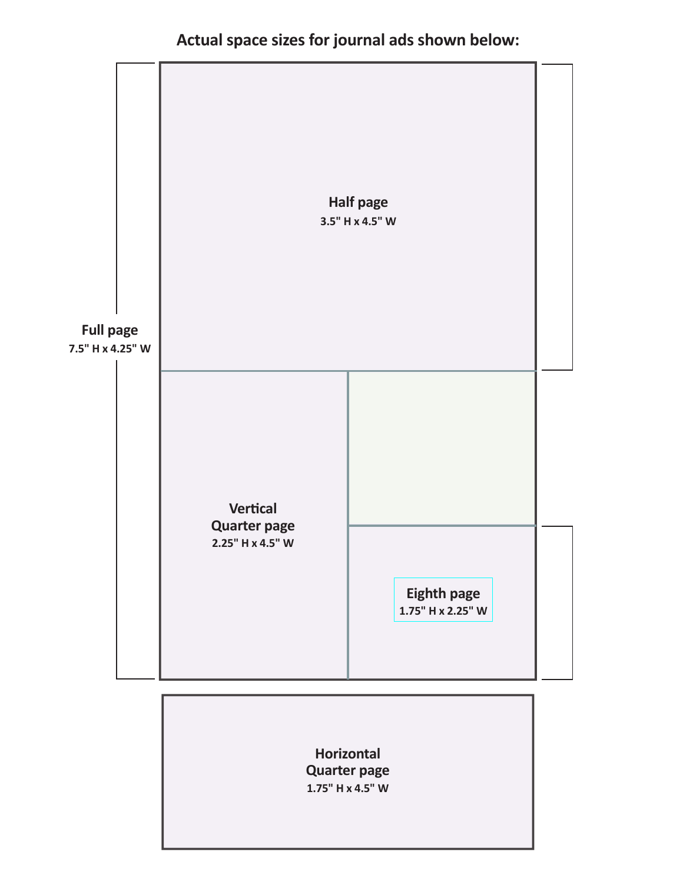**Actual space sizes for journal ads shown below:**

**Half page**
3.5" H x 4.5" W

**Full page**
7.5" H x 4.25" W

**Vertical Quarter page**
2.25" H x 4.5" W

**Eighth page**
1.75" H x 2.25" W

**Horizontal Quarter page**
1.75" H x 4.5" W